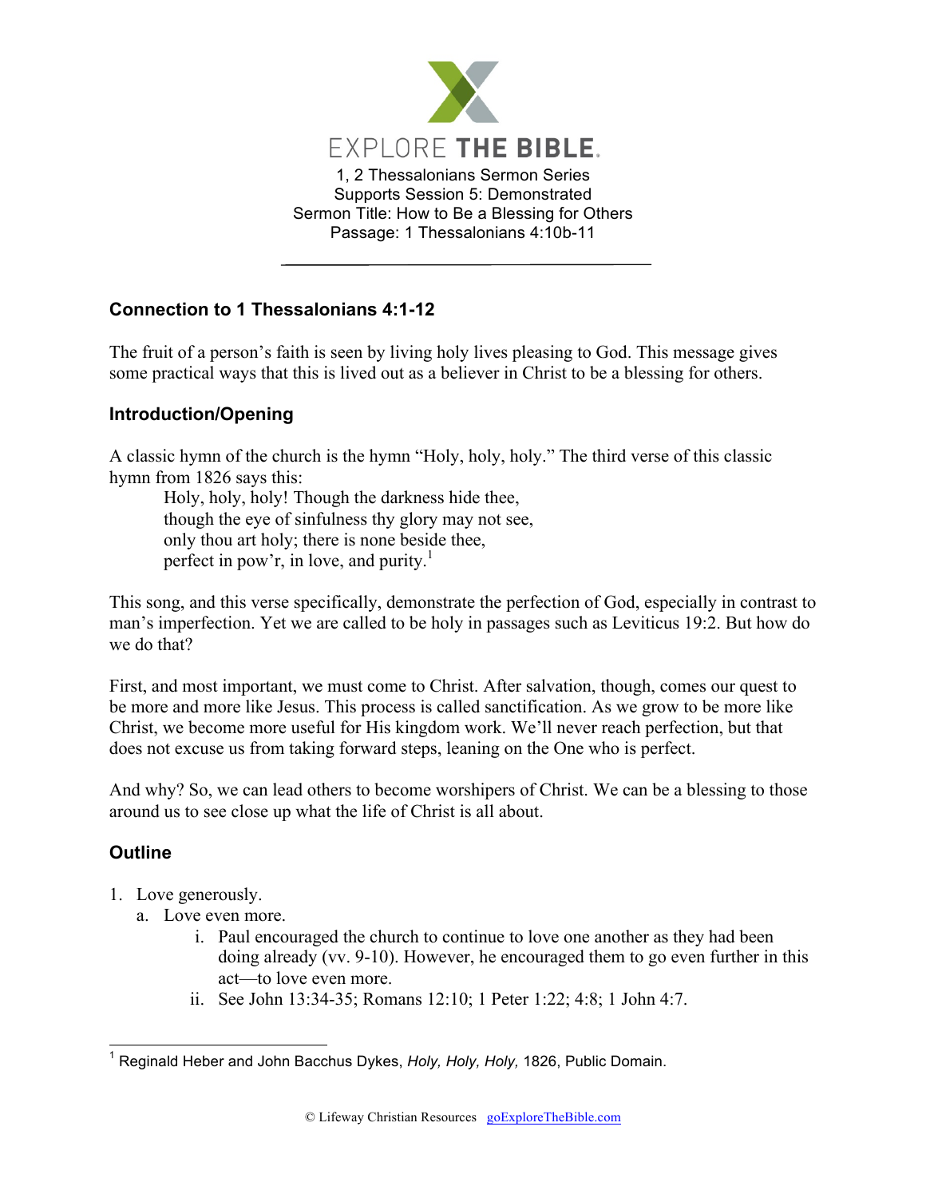EXPLORE THE BIBLE.

1, 2 Thessalonians Sermon Series
Supports Session 5: Demonstrated
Sermon Title: How to Be a Blessing for Others
Passage: 1 Thessalonians 4:10b-11

---

### Connection to 1 Thessalonians 4:1-12

The fruit of a person's faith is seen by living holy lives pleasing to God. This message gives some practical ways that this is lived out as a believer in Christ to be a blessing for others.

### Introduction/Opening

A classic hymn of the church is the hymn "Holy, holy, holy." The third verse of this classic hymn from 1826 says this:

> Holy, holy, holy! Though the darkness hide thee,
> though the eye of sinfulness thy glory may not see,
> only thou art holy; there is none beside thee,
> perfect in pow'r, in love, and purity.[1]

This song, and this verse specifically, demonstrate the perfection of God, especially in contrast to man's imperfection. Yet we are called to be holy in passages such as Leviticus 19:2. But how do we do that?

First, and most important, we must come to Christ. After salvation, though, comes our quest to be more and more like Jesus. This process is called sanctification. As we grow to be more like Christ, we become more useful for His kingdom work. We'll never reach perfection, but that does not excuse us from taking forward steps, leaning on the One who is perfect.

And why? So, we can lead others to become worshipers of Christ. We can be a blessing to those around us to see close up what the life of Christ is all about.

### Outline

1. Love generously.
   a. Love even more.
      i. Paul encouraged the church to continue to love one another as they had been doing already (vv. 9-10). However, he encouraged them to go even further in this act—to love even more.
      ii. See John 13:34-35; Romans 12:10; 1 Peter 1:22; 4:8; 1 John 4:7.

---

[1] Reginald Heber and John Bacchus Dykes, *Holy, Holy, Holy,* 1826, Public Domain.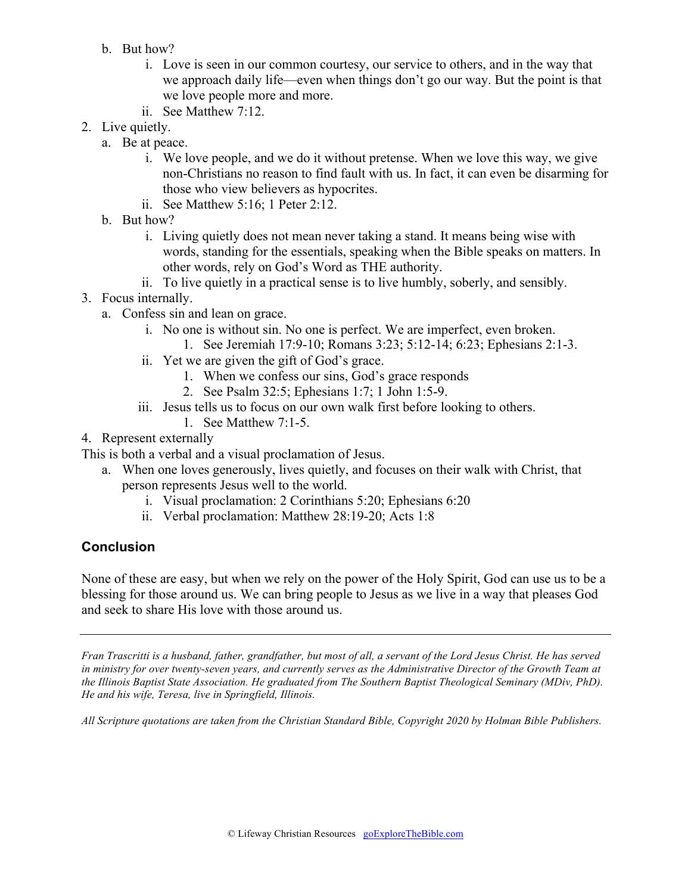b. But how?
   i. Love is seen in our common courtesy, our service to others, and in the way that we approach daily life—even when things don't go our way. But the point is that we love people more and more.
   ii. See Matthew 7:12.

2. Live quietly.
   a. Be at peace.
      i. We love people, and we do it without pretense. When we love this way, we give non-Christians no reason to find fault with us. In fact, it can even be disarming for those who view believers as hypocrites.
      ii. See Matthew 5:16; 1 Peter 2:12.
   b. But how?
      i. Living quietly does not mean never taking a stand. It means being wise with words, standing for the essentials, speaking when the Bible speaks on matters. In other words, rely on God's Word as THE authority.
      ii. To live quietly in a practical sense is to live humbly, soberly, and sensibly.

3. Focus internally.
   a. Confess sin and lean on grace.
      i. No one is without sin. No one is perfect. We are imperfect, even broken.
         1. See Jeremiah 17:9-10; Romans 3:23; 5:12-14; 6:23; Ephesians 2:1-3.
      ii. Yet we are given the gift of God's grace.
         1. When we confess our sins, God's grace responds
         2. See Psalm 32:5; Ephesians 1:7; 1 John 1:5-9.
      iii. Jesus tells us to focus on our own walk first before looking to others.
         1. See Matthew 7:1-5.

4. Represent externally

This is both a verbal and a visual proclamation of Jesus.

   a. When one loves generously, lives quietly, and focuses on their walk with Christ, that person represents Jesus well to the world.
      i. Visual proclamation: 2 Corinthians 5:20; Ephesians 6:20
      ii. Verbal proclamation: Matthew 28:19-20; Acts 1:8

### Conclusion

None of these are easy, but when we rely on the power of the Holy Spirit, God can use us to be a blessing for those around us. We can bring people to Jesus as we live in a way that pleases God and seek to share His love with those around us.

---

*Fran Trascritti is a husband, father, grandfather, but most of all, a servant of the Lord Jesus Christ. He has served in ministry for over twenty-seven years, and currently serves as the Administrative Director of the Growth Team at the Illinois Baptist State Association. He graduated from The Southern Baptist Theological Seminary (MDiv, PhD). He and his wife, Teresa, live in Springfield, Illinois.*

*All Scripture quotations are taken from the Christian Standard Bible, Copyright 2020 by Holman Bible Publishers.*

© Lifeway Christian Resources goExploreTheBible.com